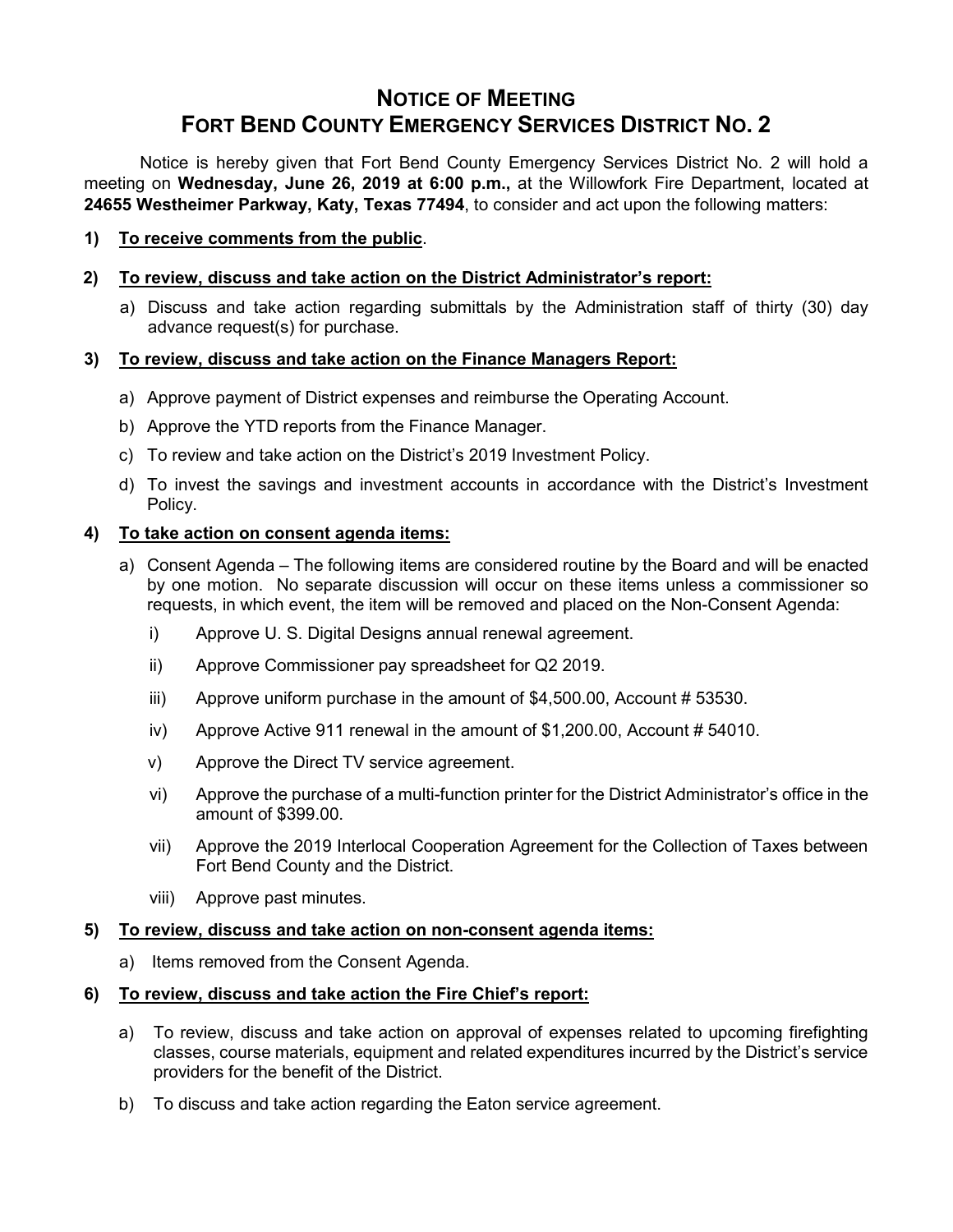# NOTICE OF MEETING
# FORT BEND COUNTY EMERGENCY SERVICES DISTRICT NO. 2

Notice is hereby given that Fort Bend County Emergency Services District No. 2 will hold a meeting on **Wednesday, June 26, 2019 at 6:00 p.m.,** at the Willowfork Fire Department, located at **24655 Westheimer Parkway, Katy, Texas 77494**, to consider and act upon the following matters:

**1) <u>To receive comments from the public</u>.**

**2) <u>To review, discuss and take action on the District Administrator's report:</u>**

a) Discuss and take action regarding submittals by the Administration staff of thirty (30) day advance request(s) for purchase.

**3) <u>To review, discuss and take action on the Finance Managers Report:</u>**

a) Approve payment of District expenses and reimburse the Operating Account.

b) Approve the YTD reports from the Finance Manager.

c) To review and take action on the District's 2019 Investment Policy.

d) To invest the savings and investment accounts in accordance with the District's Investment Policy.

**4) <u>To take action on consent agenda items:</u>**

a) Consent Agenda – The following items are considered routine by the Board and will be enacted by one motion. No separate discussion will occur on these items unless a commissioner so requests, in which event, the item will be removed and placed on the Non-Consent Agenda:

i) Approve U. S. Digital Designs annual renewal agreement.

ii) Approve Commissioner pay spreadsheet for Q2 2019.

iii) Approve uniform purchase in the amount of $4,500.00, Account # 53530.

iv) Approve Active 911 renewal in the amount of $1,200.00, Account # 54010.

v) Approve the Direct TV service agreement.

vi) Approve the purchase of a multi-function printer for the District Administrator's office in the amount of $399.00.

vii) Approve the 2019 Interlocal Cooperation Agreement for the Collection of Taxes between Fort Bend County and the District.

viii) Approve past minutes.

**5) <u>To review, discuss and take action on non-consent agenda items:</u>**

a) Items removed from the Consent Agenda.

**6) <u>To review, discuss and take action the Fire Chief's report:</u>**

a) To review, discuss and take action on approval of expenses related to upcoming firefighting classes, course materials, equipment and related expenditures incurred by the District's service providers for the benefit of the District.

b) To discuss and take action regarding the Eaton service agreement.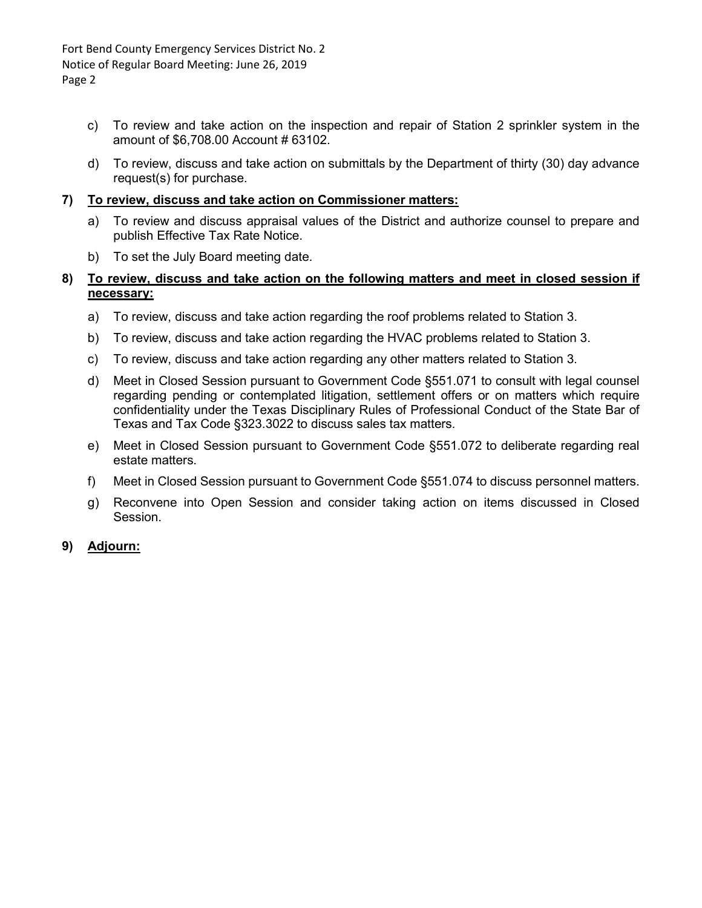c) To review and take action on the inspection and repair of Station 2 sprinkler system in the amount of $6,708.00 Account # 63102.

d) To review, discuss and take action on submittals by the Department of thirty (30) day advance request(s) for purchase.

**7) <u>To review, discuss and take action on Commissioner matters:</u>**

a) To review and discuss appraisal values of the District and authorize counsel to prepare and publish Effective Tax Rate Notice.

b) To set the July Board meeting date.

**8) <u>To review, discuss and take action on the following matters and meet in closed session if necessary:</u>**

a) To review, discuss and take action regarding the roof problems related to Station 3.

b) To review, discuss and take action regarding the HVAC problems related to Station 3.

c) To review, discuss and take action regarding any other matters related to Station 3.

d) Meet in Closed Session pursuant to Government Code §551.071 to consult with legal counsel regarding pending or contemplated litigation, settlement offers or on matters which require confidentiality under the Texas Disciplinary Rules of Professional Conduct of the State Bar of Texas and Tax Code §323.3022 to discuss sales tax matters.

e) Meet in Closed Session pursuant to Government Code §551.072 to deliberate regarding real estate matters.

f) Meet in Closed Session pursuant to Government Code §551.074 to discuss personnel matters.

g) Reconvene into Open Session and consider taking action on items discussed in Closed Session.

**9) <u>Adjourn:</u>**